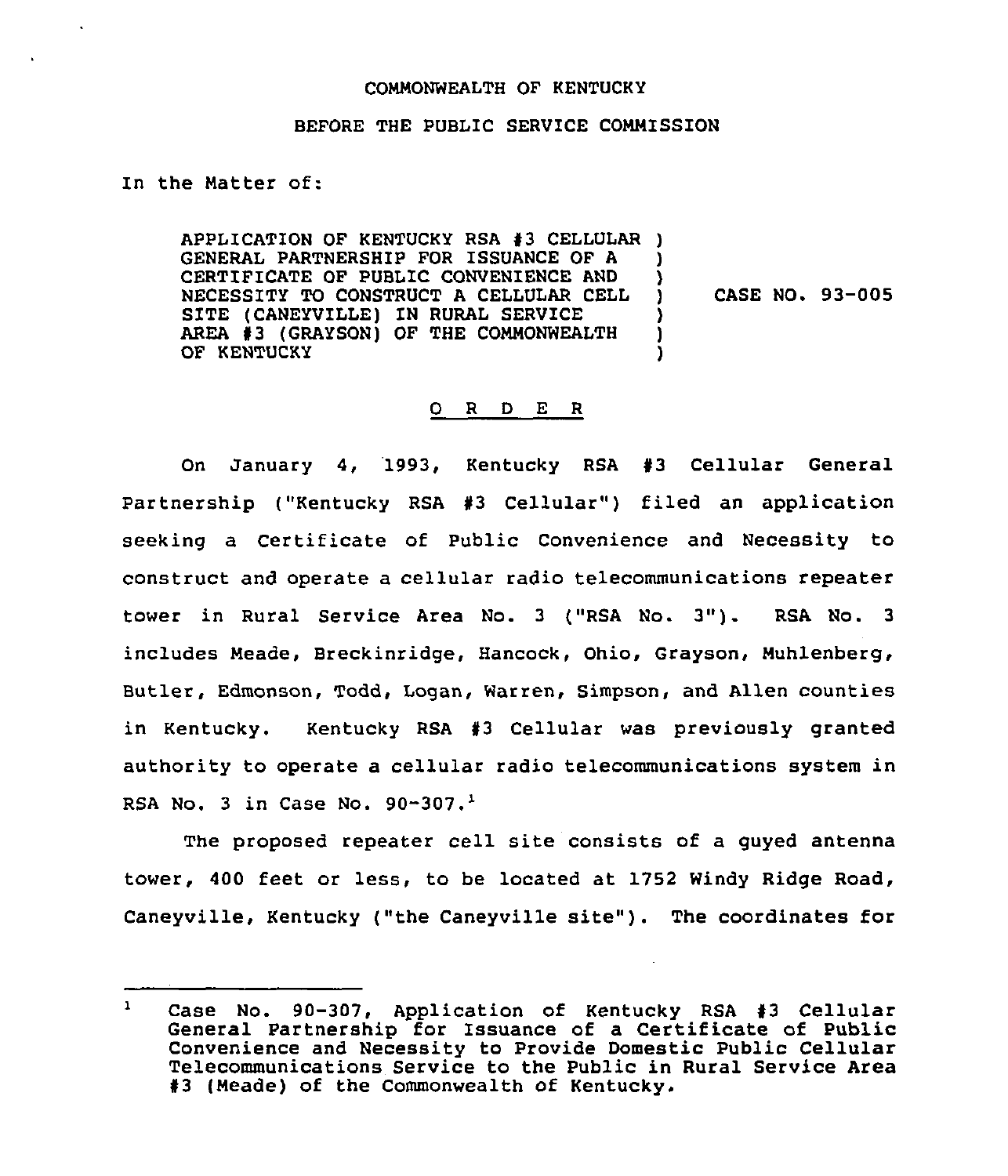COMMONWEALTH OF KENTUCKY

BEFORE THE PUBLIC SERVICE COMMISSION

In the Matter of:

APPLICATION OF KENTUCKY RSA #3 CELLULAR GENERAL PARTNERSHIP FOR ISSUANCE OF A CERTIFICATE OF PUBLIC CONVENIENCE AND NECESSITY TO CONSTRUCT A CELLULAR CELL SITE (CANEYVILLE) IN RURAL SERVICE AREA #3 (GRAYSON) OF THE COMMONWEALTH OF KENTUCKY ) CASE NO. 93-005

## O R D E R

On January 4, 1993, Kentucky RSA #3 Cellular General Partnership ("Kentucky RSA #3 Cellular") filed an application seeking a Certificate of Public Convenience and Necessity to construct and operate a cellular radio telecommunications repeater tower in Rural Service Area No. 3 ("RSA No. 3"). RSA No. 3 includes Meade, Breckinridge, Hancock, Ohio, Grayson, Muhlenberg, Butler, Edmonson, Todd, Logan, Warren, Simpson, and Allen counties in Kentucky. Kentucky RSA #3 Cellular was previously granted authority to operate a cellular radio telecommunications system in RSA No. 3 in Case No. 90-307.[1]

The proposed repeater cell site consists of a guyed antenna tower, 400 feet or less, to be located at 1752 Windy Ridge Road, Caneyville, Kentucky ("the Caneyville site"). The coordinates for

[1] Case No. 90-307, Application of Kentucky RSA #3 Cellular General Partnership for Issuance of a Certificate of Public Convenience and Necessity to Provide Domestic Public Cellular Telecommunications Service to the Public in Rural Service Area #3 (Meade) of the Commonwealth of Kentucky.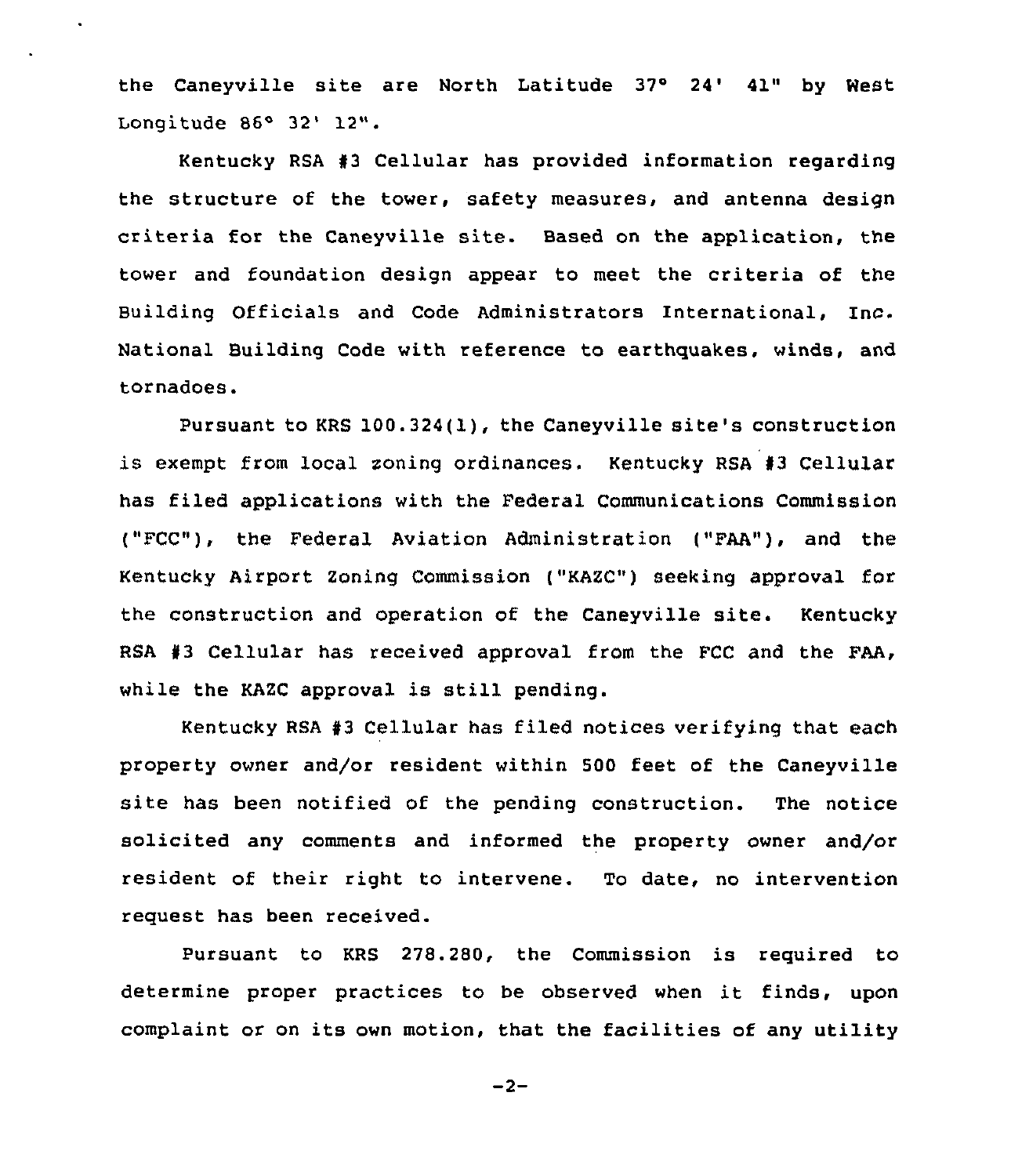the Caneyville site are North Latitude 37° 24' 41" by West Longitude 86° 32' 12".

Kentucky RSA #3 Cellular has provided information regarding the structure of the tower, safety measures, and antenna design criteria for the Caneyville site. Based on the application, the tower and foundation design appear to meet the criteria of the Building Officials and Code Administrators International, Inc. National Building Code with reference to earthquakes, winds, and tornadoes.

Pursuant to KRS 100.324(1), the Caneyville site's construction is exempt from local zoning ordinances. Kentucky RSA #3 Cellular has filed applications with the Federal Communications Commission ("FCC"), the Federal Aviation Administration ("FAA"), and the Kentucky Airport Zoning Commission ("KAZC") seeking approval for the construction and operation of the Caneyville site. Kentucky RSA #3 Cellular has received approval from the FCC and the FAA, while the KAZC approval is still pending.

Kentucky RSA #3 Cellular has filed notices verifying that each property owner and/or resident within 500 feet of the Caneyville site has been notified of the pending construction. The notice solicited any comments and informed the property owner and/or resident of their right to intervene. To date, no intervention request has been received.

Pursuant to KRS 278.280, the Commission is required to determine proper practices to be observed when it finds, upon complaint or on its own motion, that the facilities of any utility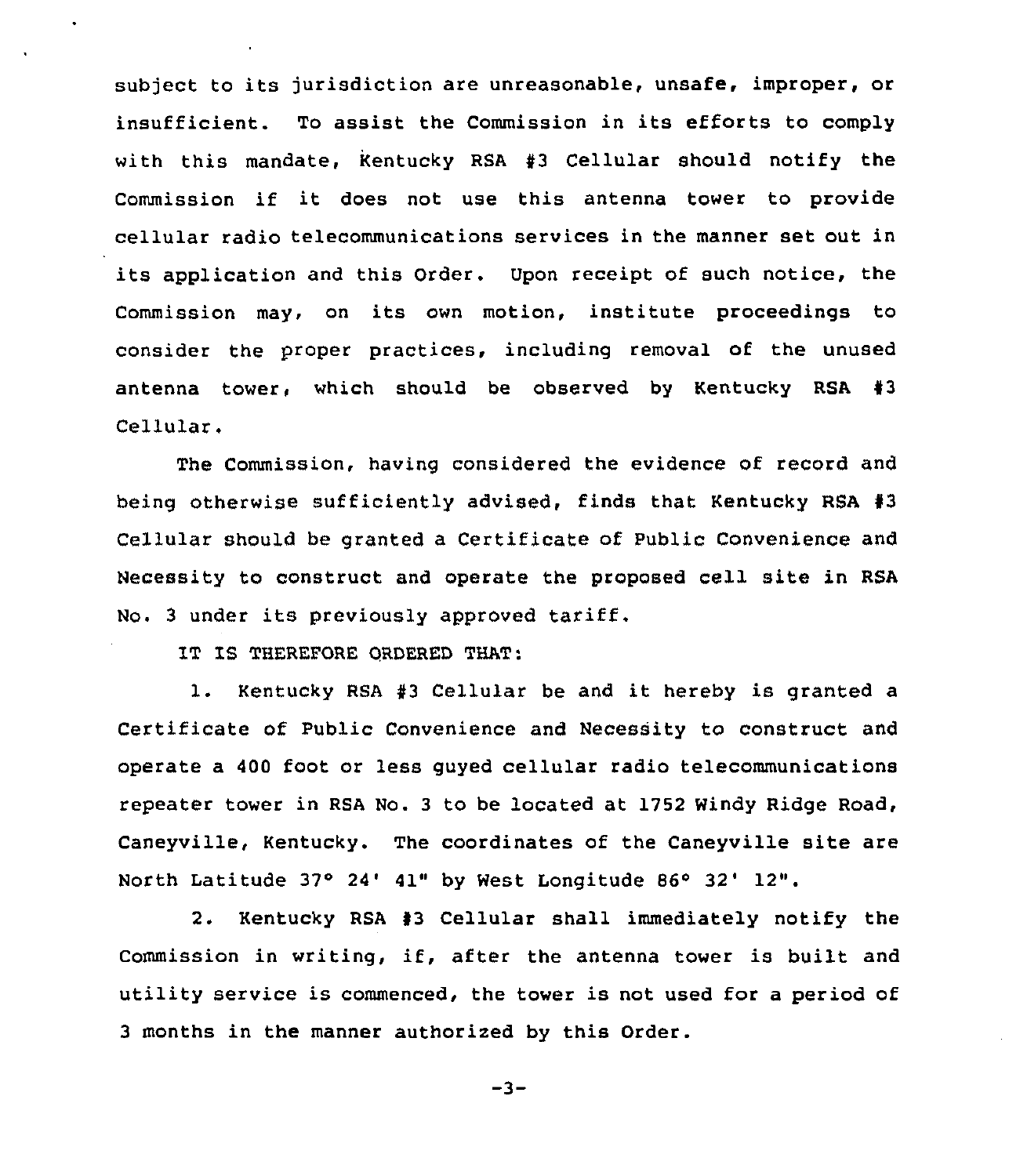subject to its jurisdiction are unreasonable, unsafe, improper, or insufficient. To assist the Commission in its efforts to comply with this mandate, Kentucky RSA #3 Cellular should notify the Commission if it does not use this antenna tower to provide cellular radio telecommunications services in the manner set out in its application and this Order. Upon receipt of such notice, the Commission may, on its own motion, institute proceedings to consider the proper practices, including removal of the unused antenna tower, which should be observed by Kentucky RSA #3 Cellular.

The Commission, having considered the evidence of record and being otherwise sufficiently advised, finds that Kentucky RSA #3 Cellular should be granted a Certificate of Public Convenience and Necessity to construct and operate the proposed cell site in RSA No. 3 under its previously approved tariff.

IT IS THEREFORE ORDERED THAT:

1. Kentucky RSA #3 Cellular be and it hereby is granted a Certificate of Public Convenience and Necessity to construct and operate a 400 foot or less guyed cellular radio telecommunications repeater tower in RSA No. 3 to be located at 1752 Windy Ridge Road, Caneyville, Kentucky. The coordinates of the Caneyville site are North Latitude 37° 24' 41" by West Longitude 86° 32' 12".

2. Kentucky RSA #3 Cellular shall immediately notify the Commission in writing, if, after the antenna tower is built and utility service is commenced, the tower is not used for a period of 3 months in the manner authorized by this Order.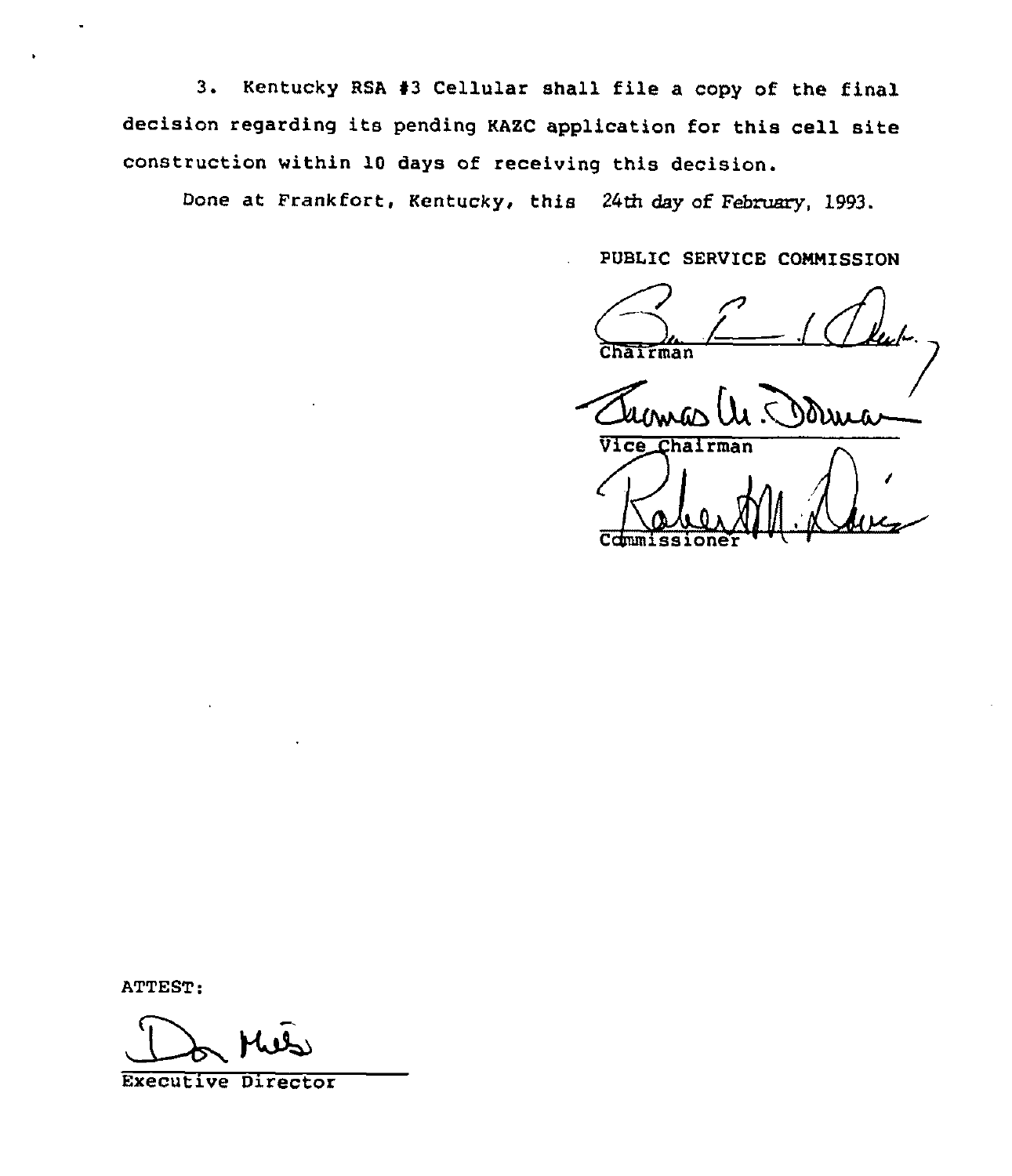3. Kentucky RSA #3 Cellular shall file a copy of the final decision regarding its pending KAZC application for this cell site construction within 10 days of receiving this decision.

Done at Frankfort, Kentucky, this 24th day of February, 1993.

PUBLIC SERVICE COMMISSION

Chairman

Vice Chairman

Commissioner

ATTEST:

Executive Director